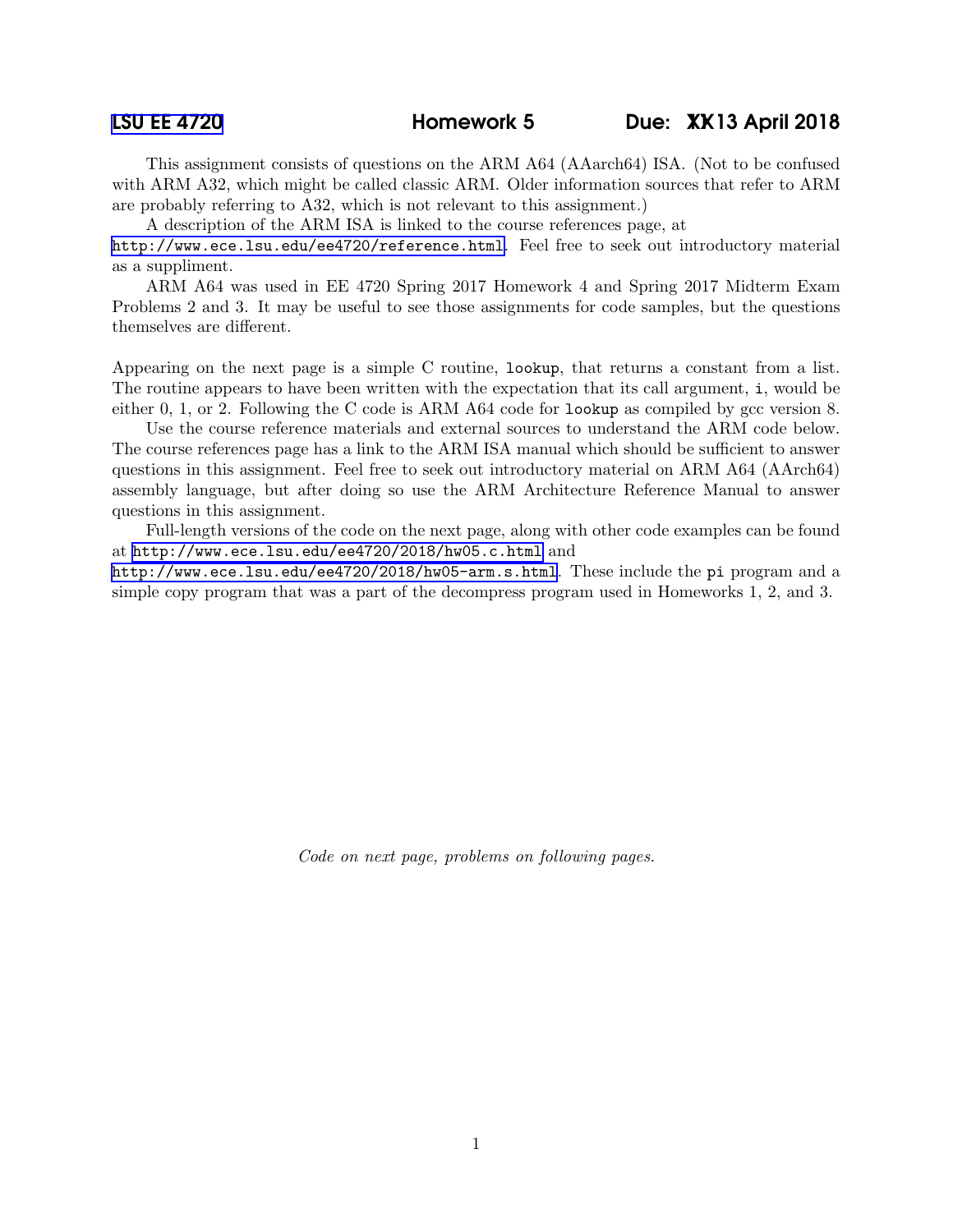LSU EE 4720 Homework 5 Due: ~~XX~~ 13 April 2018

This assignment consists of questions on the ARM A64 (AAarch64) ISA. (Not to be confused with ARM A32, which might be called classic ARM. Older information sources that refer to ARM are probably referring to A32, which is not relevant to this assignment.)

A description of the ARM ISA is linked to the course references page, at http://www.ece.lsu.edu/ee4720/reference.html. Feel free to seek out introductory material as a suppliment.

ARM A64 was used in EE 4720 Spring 2017 Homework 4 and Spring 2017 Midterm Exam Problems 2 and 3. It may be useful to see those assignments for code samples, but the questions themselves are different.

Appearing on the next page is a simple C routine, `lookup`, that returns a constant from a list. The routine appears to have been written with the expectation that its call argument, `i`, would be either 0, 1, or 2. Following the C code is ARM A64 code for `lookup` as compiled by gcc version 8.

Use the course reference materials and external sources to understand the ARM code below. The course references page has a link to the ARM ISA manual which should be sufficient to answer questions in this assignment. Feel free to seek out introductory material on ARM A64 (AArch64) assembly language, but after doing so use the ARM Architecture Reference Manual to answer questions in this assignment.

Full-length versions of the code on the next page, along with other code examples can be found at http://www.ece.lsu.edu/ee4720/2018/hw05.c.html and http://www.ece.lsu.edu/ee4720/2018/hw05-arm.s.html. These include the `pi` program and a simple copy program that was a part of the decompress program used in Homeworks 1, 2, and 3.

*Code on next page, problems on following pages.*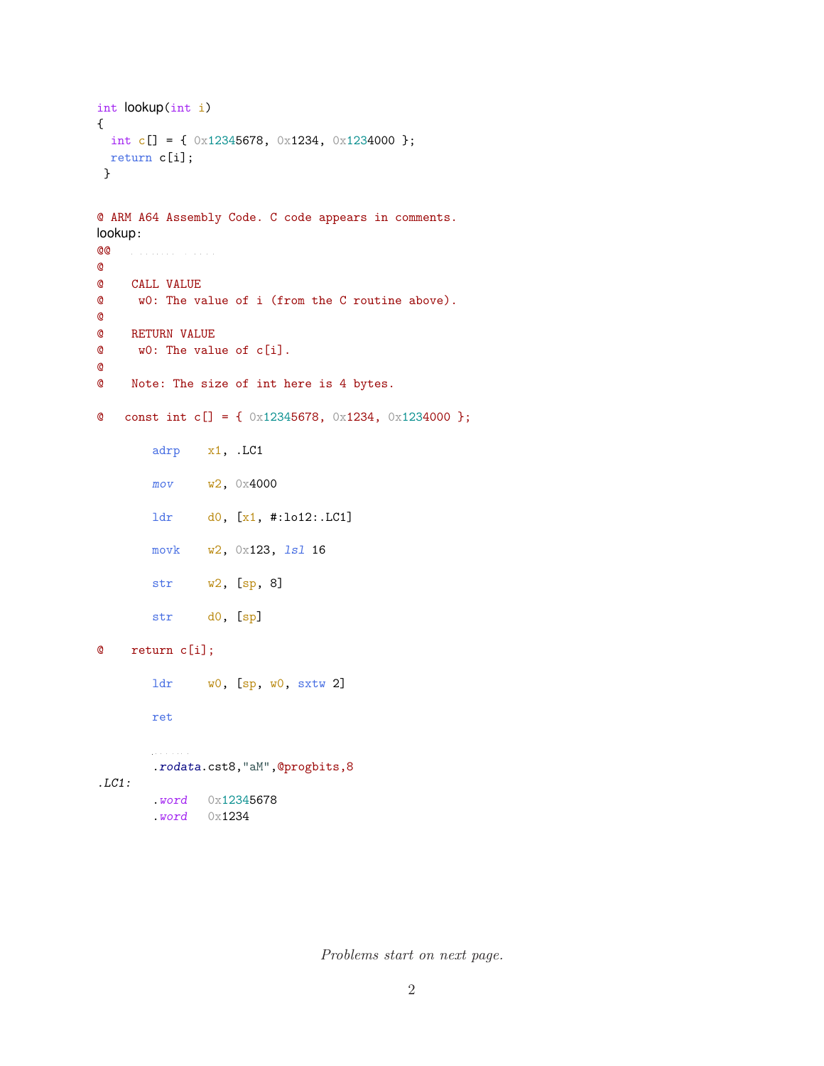```c
int lookup(int i)
{
  int c[] = { 0x12345678, 0x1234, 0x1234000 };
  return c[i];
 }
```

```
@ ARM A64 Assembly Code. C code appears in comments.
lookup:
@@
@
@    CALL VALUE
@     w0: The value of i (from the C routine above).
@
@    RETURN VALUE
@     w0: The value of c[i].
@
@    Note: The size of int here is 4 bytes.

@   const int c[] = { 0x12345678, 0x1234, 0x1234000 };

        adrp    x1, .LC1

        mov     w2, 0x4000

        ldr     d0, [x1, #:lo12:.LC1]

        movk    w2, 0x123, lsl 16

        str     w2, [sp, 8]

        str     d0, [sp]

@    return c[i];

        ldr     w0, [sp, w0, sxtw 2]

        ret

        .rodata.cst8,"aM",@progbits,8
.LC1:
        .word   0x12345678
        .word   0x1234
```

*Problems start on next page.*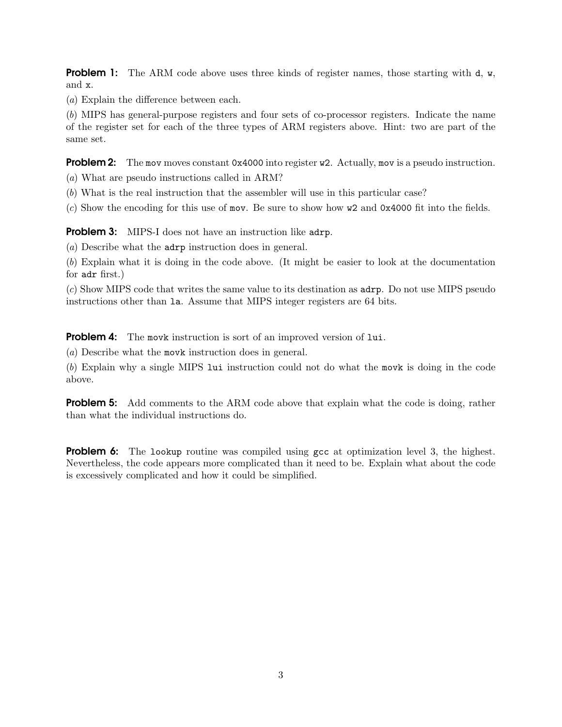**Problem 1:** The ARM code above uses three kinds of register names, those starting with `d`, `w`, and `x`.

(*a*) Explain the difference between each.

(*b*) MIPS has general-purpose registers and four sets of co-processor registers. Indicate the name of the register set for each of the three types of ARM registers above. Hint: two are part of the same set.

**Problem 2:** The `mov` moves constant `0x4000` into register `w2`. Actually, `mov` is a pseudo instruction.

(*a*) What are pseudo instructions called in ARM?

(*b*) What is the real instruction that the assembler will use in this particular case?

(*c*) Show the encoding for this use of `mov`. Be sure to show how `w2` and `0x4000` fit into the fields.

**Problem 3:** MIPS-I does not have an instruction like `adrp`.

(*a*) Describe what the `adrp` instruction does in general.

(*b*) Explain what it is doing in the code above. (It might be easier to look at the documentation for `adr` first.)

(*c*) Show MIPS code that writes the same value to its destination as `adrp`. Do not use MIPS pseudo instructions other than `la`. Assume that MIPS integer registers are 64 bits.

**Problem 4:** The `movk` instruction is sort of an improved version of `lui`.

(*a*) Describe what the `movk` instruction does in general.

(*b*) Explain why a single MIPS `lui` instruction could not do what the `movk` is doing in the code above.

**Problem 5:** Add comments to the ARM code above that explain what the code is doing, rather than what the individual instructions do.

**Problem 6:** The `lookup` routine was compiled using `gcc` at optimization level 3, the highest. Nevertheless, the code appears more complicated than it need to be. Explain what about the code is excessively complicated and how it could be simplified.